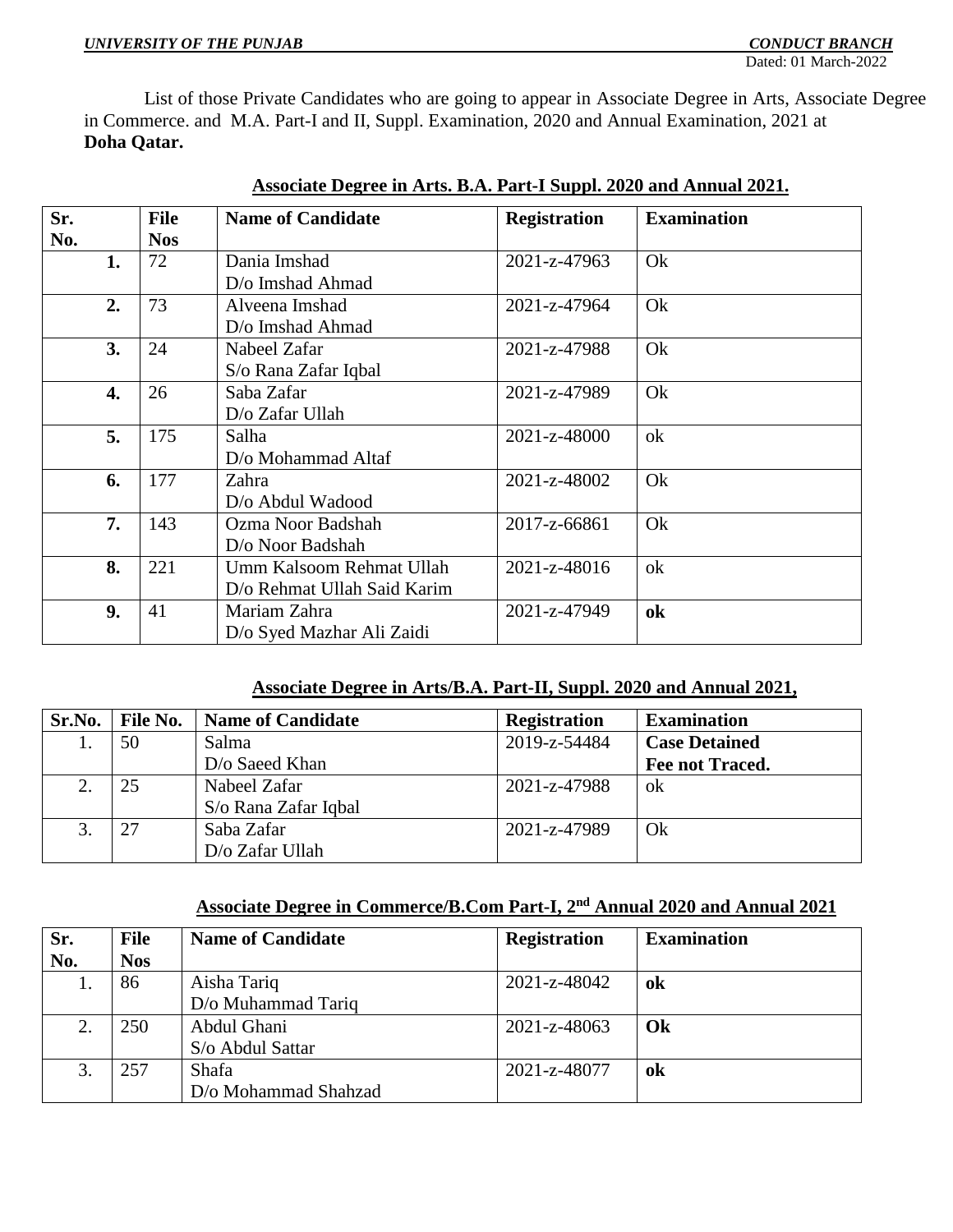*UNIVERSITY OF THE PUNJAB* *CONDUCT BRANCH*

Dated: 01 March-2022

List of those Private Candidates who are going to appear in Associate Degree in Arts, Associate Degree in Commerce. and M.A. Part-I and II, Suppl. Examination, 2020 and Annual Examination, 2021 at **Doha Qatar.**

### Associate Degree in Arts. B.A. Part-I Suppl. 2020 and Annual 2021.

| Sr. No. | File Nos | Name of Candidate | Registration | Examination |
|---|---|---|---|---|
| **1.** | 72 | Dania Imshad D/o Imshad Ahmad | 2021-z-47963 | Ok |
| **2.** | 73 | Alveena Imshad D/o Imshad Ahmad | 2021-z-47964 | Ok |
| **3.** | 24 | Nabeel Zafar S/o Rana Zafar Iqbal | 2021-z-47988 | Ok |
| **4.** | 26 | Saba Zafar D/o Zafar Ullah | 2021-z-47989 | Ok |
| **5.** | 175 | Salha D/o Mohammad Altaf | 2021-z-48000 | ok |
| **6.** | 177 | Zahra D/o Abdul Wadood | 2021-z-48002 | Ok |
| **7.** | 143 | Ozma Noor Badshah D/o Noor Badshah | 2017-z-66861 | Ok |
| **8.** | 221 | Umm Kalsoom Rehmat Ullah D/o Rehmat Ullah Said Karim | 2021-z-48016 | ok |
| **9.** | 41 | Mariam Zahra D/o Syed Mazhar Ali Zaidi | 2021-z-47949 | **ok** |

### Associate Degree in Arts/B.A. Part-II, Suppl. 2020 and Annual 2021,

| Sr.No. | File No. | Name of Candidate | Registration | Examination |
|---|---|---|---|---|
| 1. | 50 | Salma D/o Saeed Khan | 2019-z-54484 | **Case Detained Fee not Traced.** |
| 2. | 25 | Nabeel Zafar S/o Rana Zafar Iqbal | 2021-z-47988 | ok |
| 3. | 27 | Saba Zafar D/o Zafar Ullah | 2021-z-47989 | Ok |

### Associate Degree in Commerce/B.Com Part-I, 2nd Annual 2020 and Annual 2021

| Sr. No. | File Nos | Name of Candidate | Registration | Examination |
|---|---|---|---|---|
| 1. | 86 | Aisha Tariq D/o Muhammad Tariq | 2021-z-48042 | **ok** |
| 2. | 250 | Abdul Ghani S/o Abdul Sattar | 2021-z-48063 | **Ok** |
| 3. | 257 | Shafa D/o Mohammad Shahzad | 2021-z-48077 | **ok** |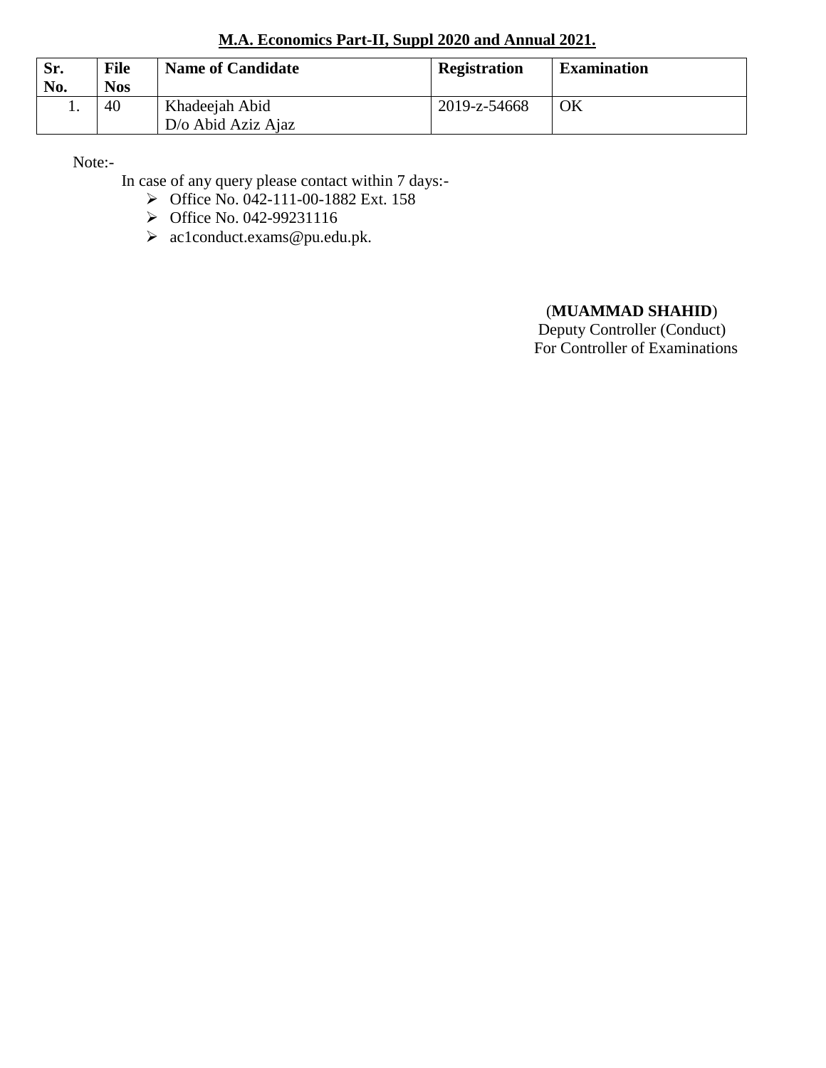**M.A. Economics Part-II, Suppl 2020 and Annual 2021.**

| Sr. No. | File Nos | Name of Candidate | Registration | Examination |
|---|---|---|---|---|
| 1. | 40 | Khadeejah Abid<br>D/o Abid Aziz Ajaz | 2019-z-54668 | OK |

Note:-

In case of any query please contact within 7 days:-

- Office No. 042-111-00-1882 Ext. 158
- Office No. 042-99231116
- ac1conduct.exams@pu.edu.pk.

(**MUAMMAD SHAHID**)
Deputy Controller (Conduct)
For Controller of Examinations